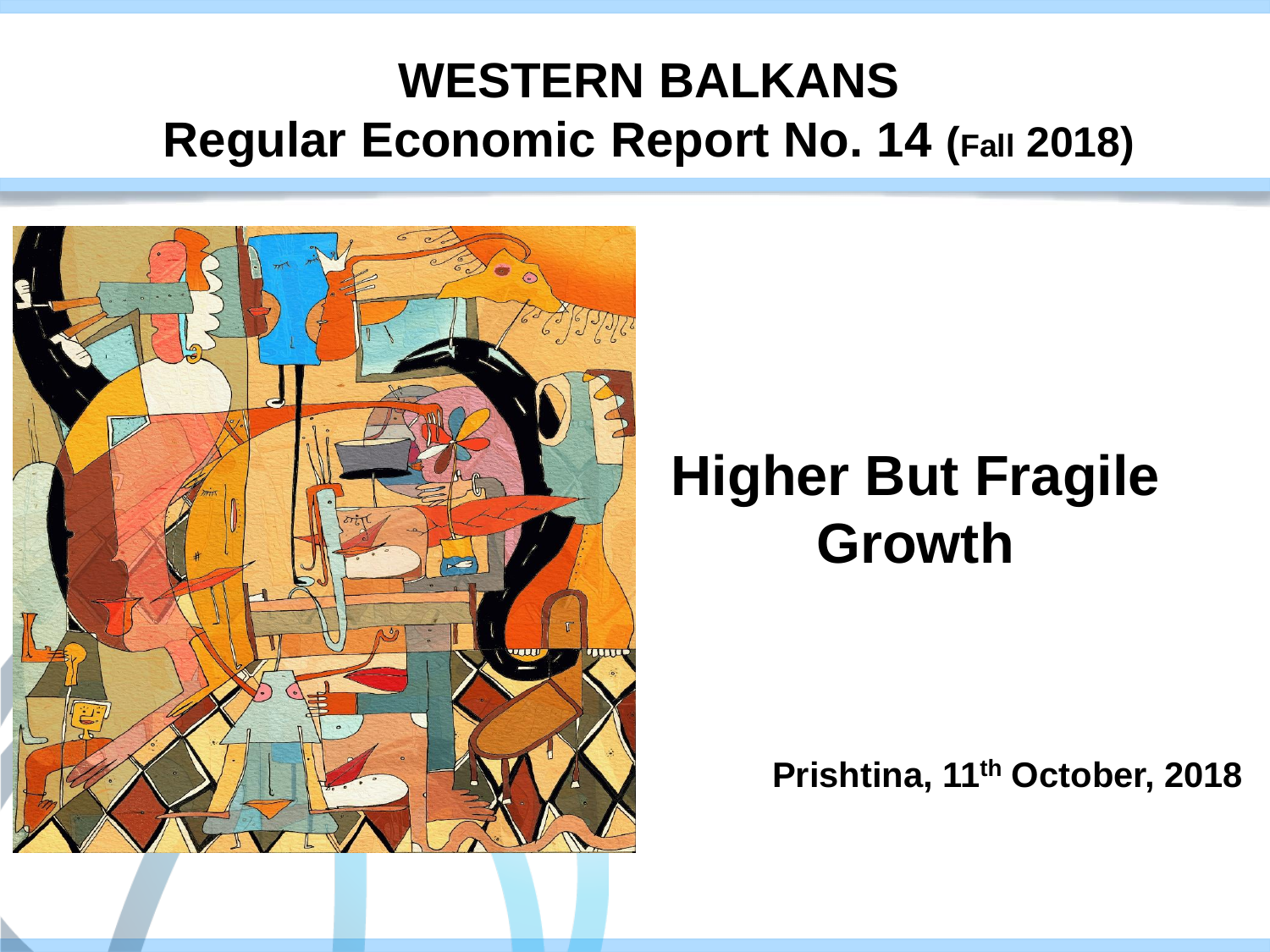# WESTERN BALKANS

## Regular Economic Report No. 14 (Fall 2018)

## Higher But Fragile Growth

**Prishtina, 11th October, 2018**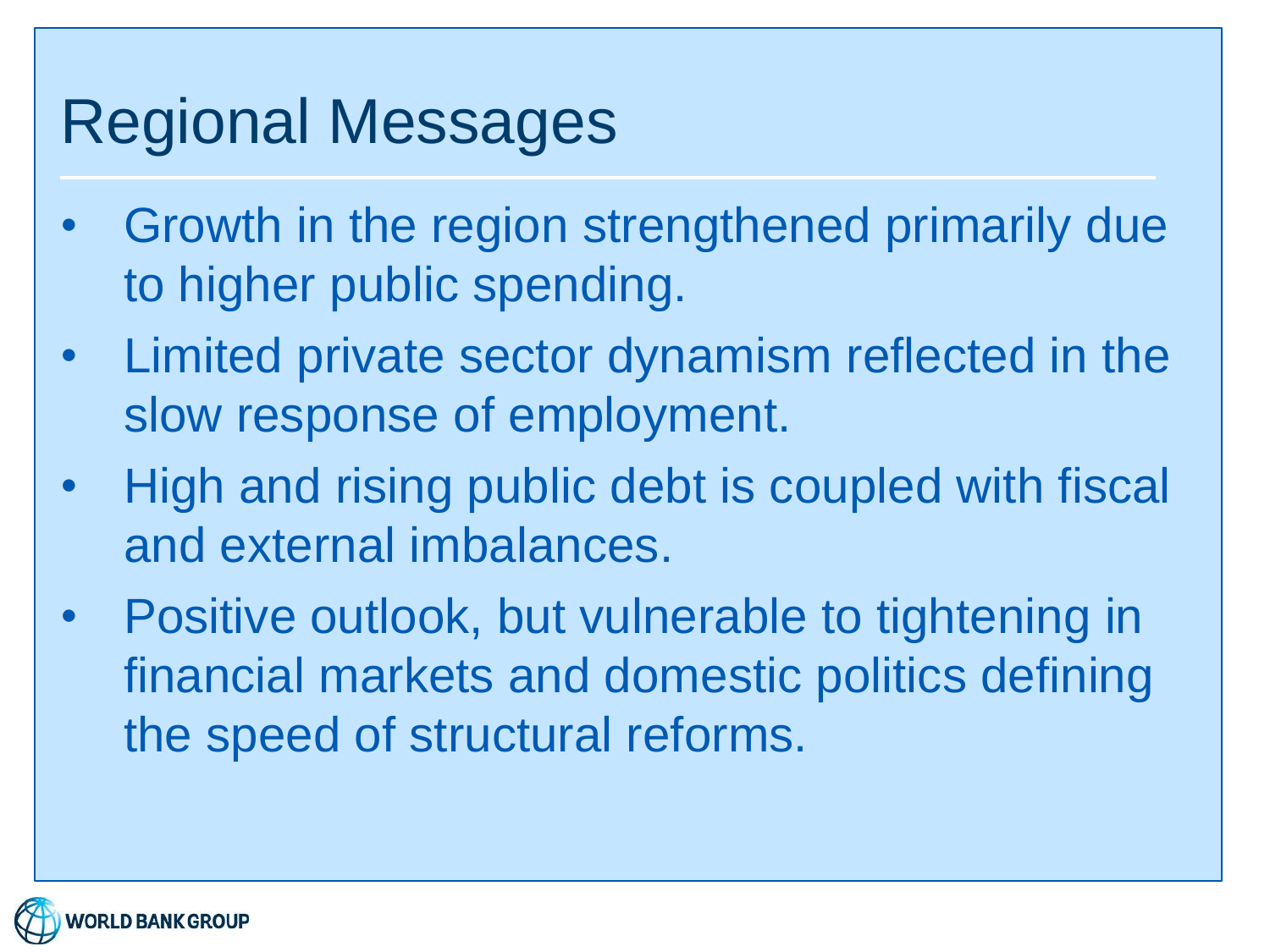# Regional Messages

- Growth in the region strengthened primarily due to higher public spending.
- Limited private sector dynamism reflected in the slow response of employment.
- High and rising public debt is coupled with fiscal and external imbalances.
- Positive outlook, but vulnerable to tightening in financial markets and domestic politics defining the speed of structural reforms.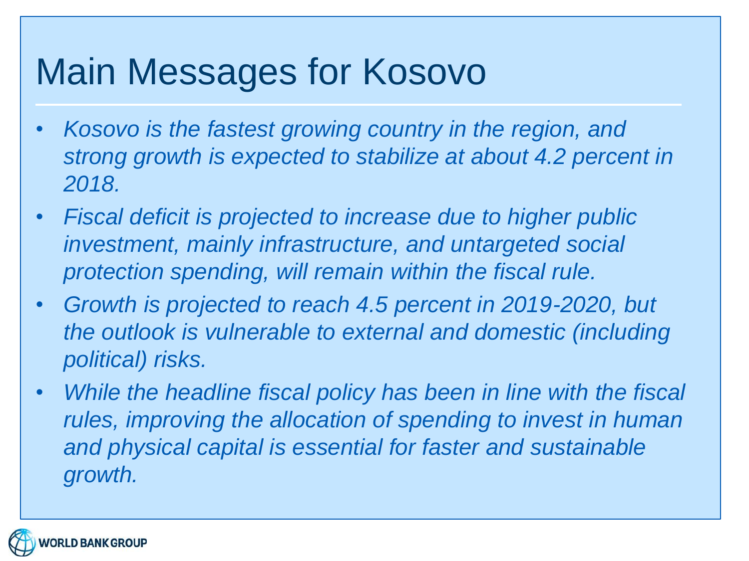# Main Messages for Kosovo

- *Kosovo is the fastest growing country in the region, and strong growth is expected to stabilize at about 4.2 percent in 2018.*
- *Fiscal deficit is projected to increase due to higher public investment, mainly infrastructure, and untargeted social protection spending, will remain within the fiscal rule.*
- *Growth is projected to reach 4.5 percent in 2019-2020, but the outlook is vulnerable to external and domestic (including political) risks.*
- *While the headline fiscal policy has been in line with the fiscal rules, improving the allocation of spending to invest in human and physical capital is essential for faster and sustainable growth.*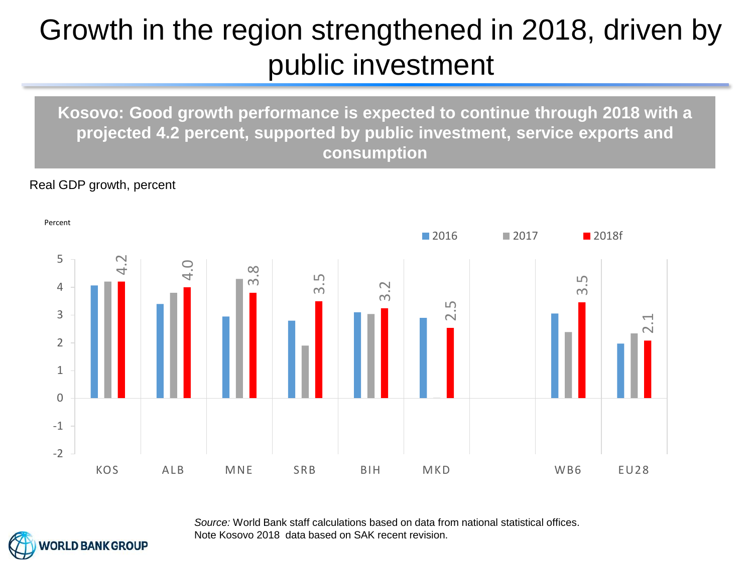# Growth in the region strengthened in 2018, driven by public investment

**Kosovo: Good growth performance is expected to continue through 2018 with a projected 4.2 percent, supported by public investment, service exports and consumption**

Real GDP growth, percent

Percent

2016 2017 2018f

5
4
3
2
1
0
-1
-2

4.2 4.0 3.8 3.5 3.2 2.5 3.5 2.1

KOS ALB MNE SRB BIH MKD WB6 EU28

*Source:* World Bank staff calculations based on data from national statistical offices.
Note Kosovo 2018 data based on SAK recent revision.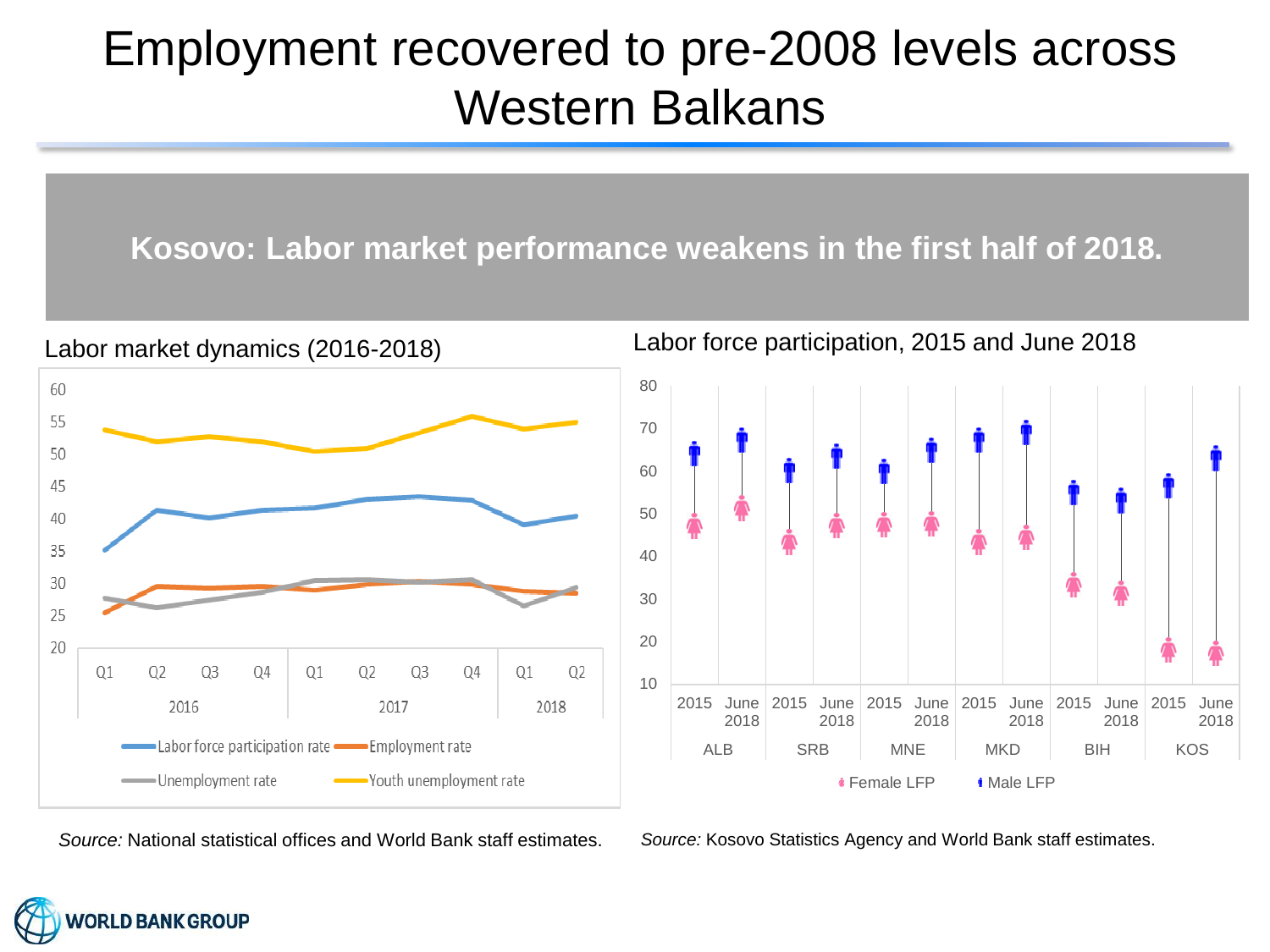# Employment recovered to pre-2008 levels across Western Balkans

**Kosovo: Labor market performance weakens in the first half of 2018.**

Labor market dynamics (2016-2018)

60
55
50
45
40
35
30
25
20

Q1 Q2 Q3 Q4 Q1 Q2 Q3 Q4 Q1 Q2

2016 2017 2018

Labor force participation rate
Employment rate
Unemployment rate
Youth unemployment rate

*Source:* National statistical offices and World Bank staff estimates.

Labor force participation, 2015 and June 2018

80
70
60
50
40
30
20
10

2015 June 2018 2015 June 2018 2015 June 2018 2015 June 2018 2015 June 2018 2015 June 2018

ALB SRB MNE MKD BIH KOS

Female LFP
Male LFP

*Source:* Kosovo Statistics Agency and World Bank staff estimates.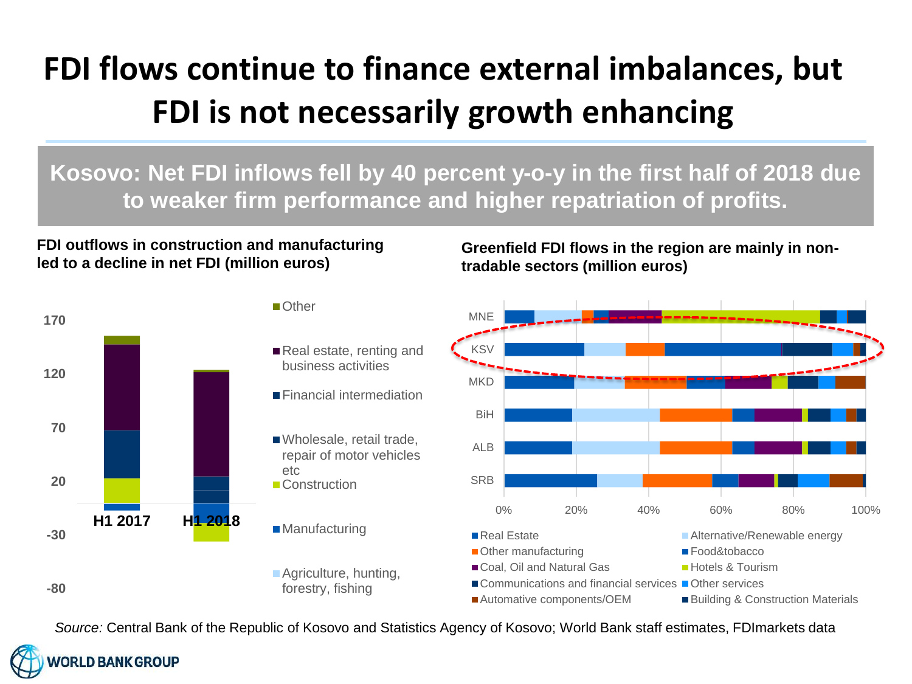# FDI flows continue to finance external imbalances, but FDI is not necessarily growth enhancing

**Kosovo: Net FDI inflows fell by 40 percent y-o-y in the first half of 2018 due to weaker firm performance and higher repatriation of profits.**

**FDI outflows in construction and manufacturing led to a decline in net FDI (million euros)**

170
120
70
20
-30
-80

H1 2017
H1 2018

Other
Real estate, renting and business activities
Financial intermediation
Wholesale, retail trade, repair of motor vehicles etc
Construction
Manufacturing
Agriculture, hunting, forestry, fishing

**Greenfield FDI flows in the region are mainly in non-tradable sectors (million euros)**

MNE
KSV
MKD
BiH
ALB
SRB

0%
20%
40%
60%
80%
100%

Real Estate
Alternative/Renewable energy
Other manufacturing
Food&tobacco
Coal, Oil and Natural Gas
Hotels & Tourism
Communications and financial services
Other services
Automative components/OEM
Building & Construction Materials

*Source:* Central Bank of the Republic of Kosovo and Statistics Agency of Kosovo; World Bank staff estimates, FDImarkets data

WORLD BANK GROUP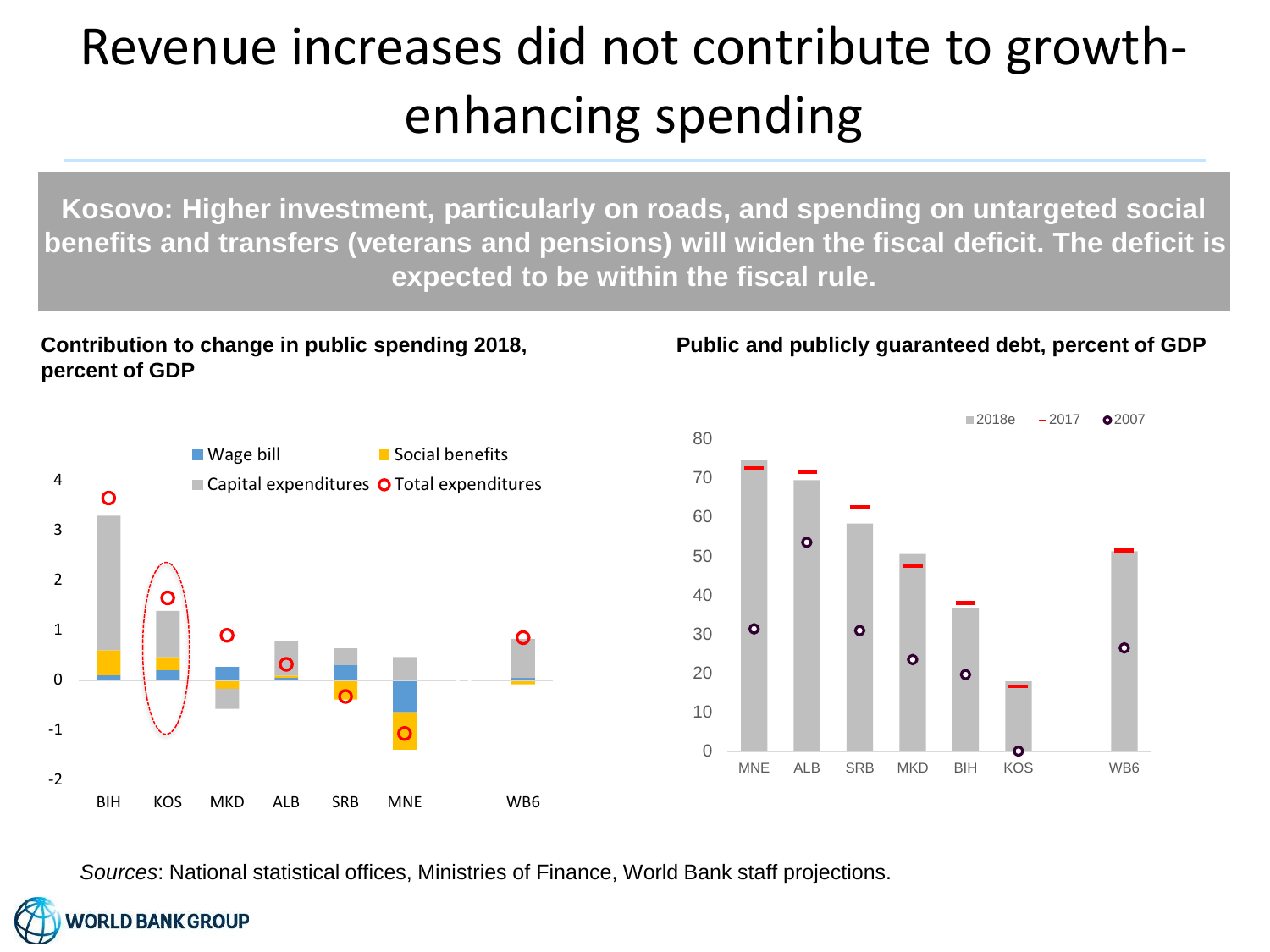# Revenue increases did not contribute to growth-enhancing spending

**Kosovo: Higher investment, particularly on roads, and spending on untargeted social benefits and transfers (veterans and pensions) will widen the fiscal deficit. The deficit is expected to be within the fiscal rule.**

**Contribution to change in public spending 2018, percent of GDP**

Wage bill
Social benefits
Capital expenditures
Total expenditures

4
3
2
1
0
-1
-2

BIH KOS MKD ALB SRB MNE WB6

**Public and publicly guaranteed debt, percent of GDP**

2018e
2017
2007

80
70
60
50
40
30
20
10
0

MNE ALB SRB MKD BIH KOS WB6

*Sources*: National statistical offices, Ministries of Finance, World Bank staff projections.

WORLD BANK GROUP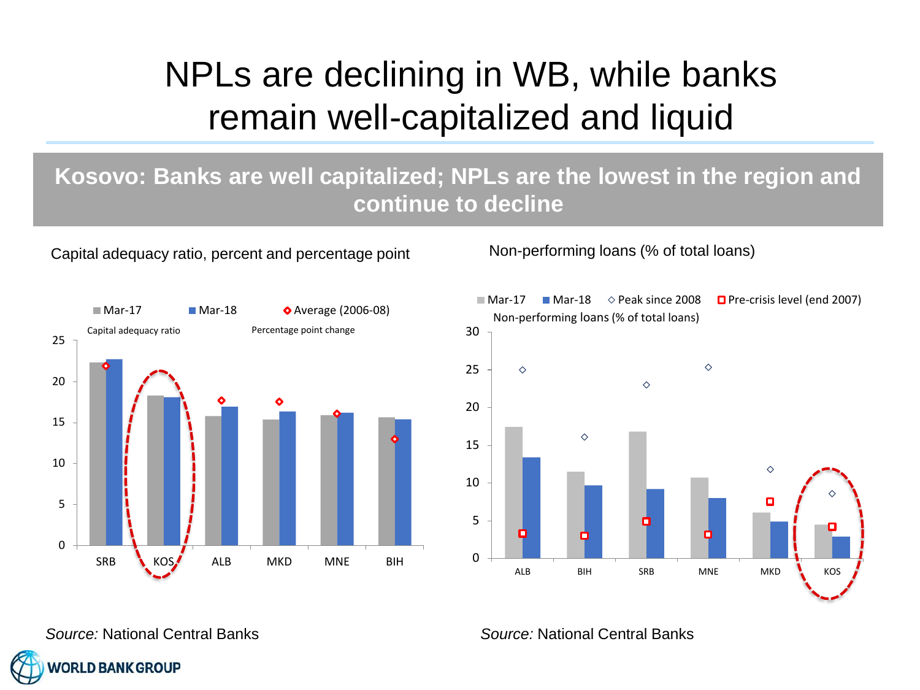# NPLs are declining in WB, while banks remain well-capitalized and liquid

**Kosovo: Banks are well capitalized; NPLs are the lowest in the region and continue to decline**

Capital adequacy ratio, percent and percentage point

Mar-17
Mar-18
Average (2006-08)
Capital adequacy ratio
Percentage point change
25
20
15
10
5
0
SRB
KOS
ALB
MKD
MNE
BIH

*Source:* National Central Banks

Non-performing loans (% of total loans)

Mar-17
Mar-18
Peak since 2008
Pre-crisis level (end 2007)
Non-performing loans (% of total loans)
30
25
20
15
10
5
0
ALB
BIH
SRB
MNE
MKD
KOS

*Source:* National Central Banks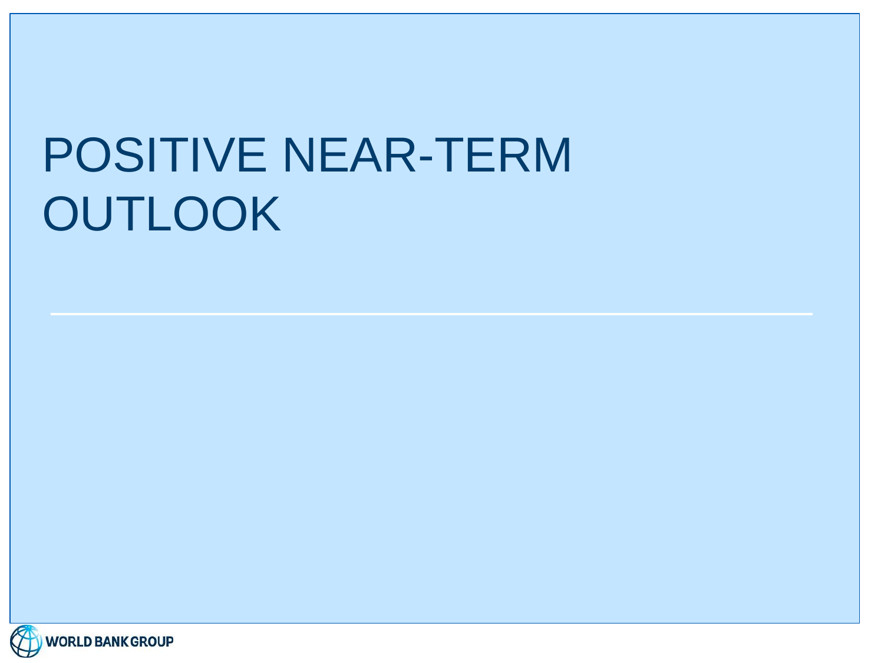# POSITIVE NEAR-TERM OUTLOOK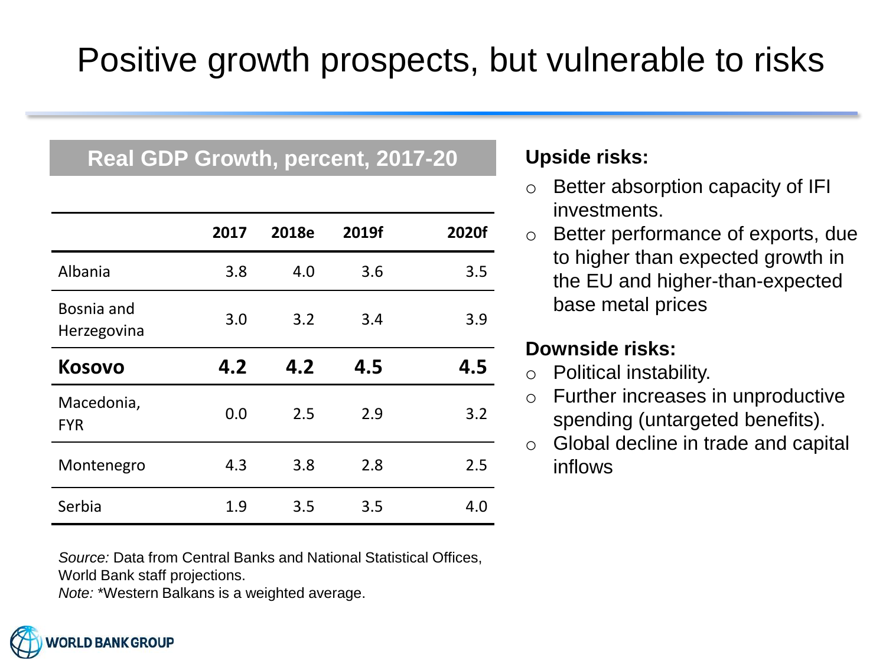# Positive growth prospects, but vulnerable to risks

## Real GDP Growth, percent, 2017-20

| | 2017 | 2018e | 2019f | 2020f |
|---|---|---|---|---|
| Albania | 3.8 | 4.0 | 3.6 | 3.5 |
| Bosnia and Herzegovina | 3.0 | 3.2 | 3.4 | 3.9 |
| **Kosovo** | **4.2** | **4.2** | **4.5** | **4.5** |
| Macedonia, FYR | 0.0 | 2.5 | 2.9 | 3.2 |
| Montenegro | 4.3 | 3.8 | 2.8 | 2.5 |
| Serbia | 1.9 | 3.5 | 3.5 | 4.0 |

*Source:* Data from Central Banks and National Statistical Offices, World Bank staff projections.
*Note:* *Western Balkans is a weighted average.

**Upside risks:**

- Better absorption capacity of IFI investments.
- Better performance of exports, due to higher than expected growth in the EU and higher-than-expected base metal prices

**Downside risks:**

- Political instability.
- Further increases in unproductive spending (untargeted benefits).
- Global decline in trade and capital inflows

WORLD BANK GROUP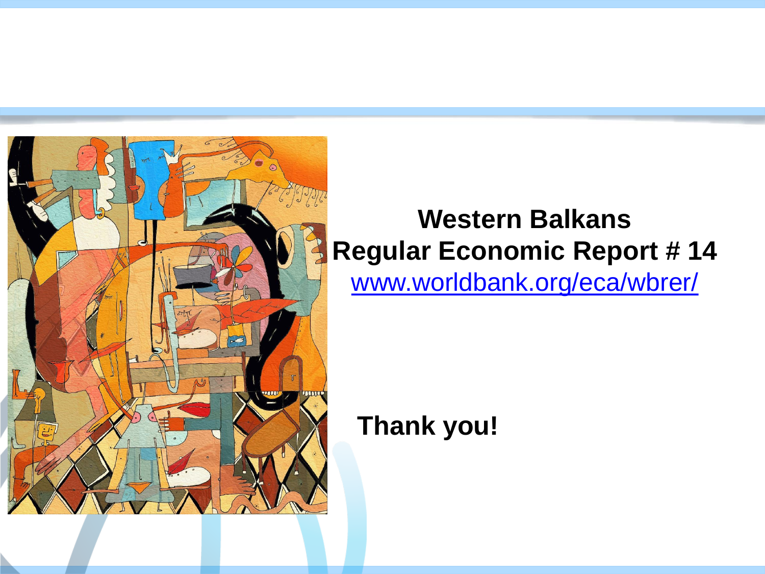**Western Balkans**
**Regular Economic Report # 14**
www.worldbank.org/eca/wbrer/

**Thank you!**